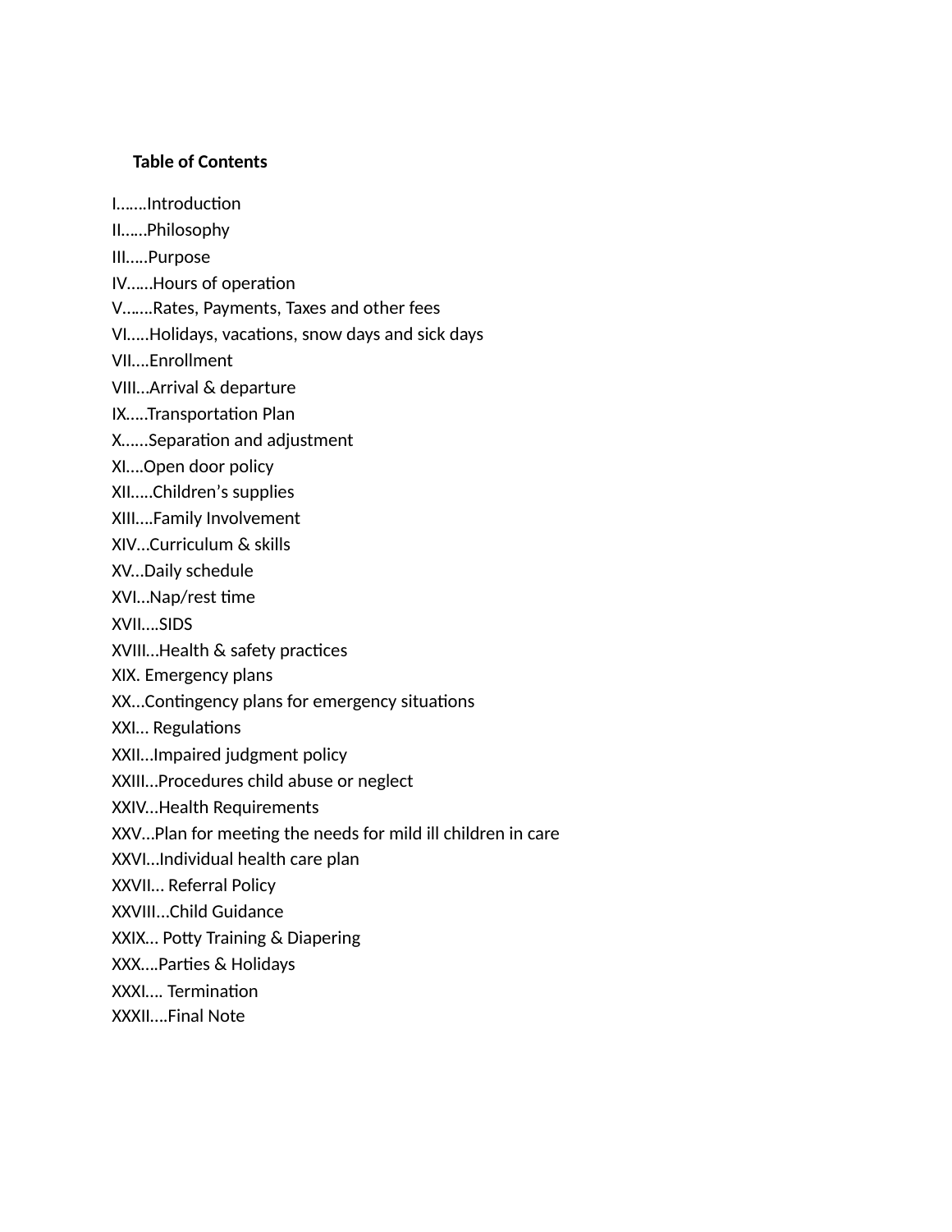**Table of Contents**

I…….Introduction

II……Philosophy

III…..Purpose

IV……Hours of operation

V…….Rates, Payments, Taxes and other fees

VI…..Holidays, vacations, snow days and sick days

VII….Enrollment

VIII…Arrival & departure

IX…..Transportation Plan

X……Separation and adjustment

XI….Open door policy

XII…..Children's supplies

XIII….Family Involvement

XIV…Curriculum & skills

XV…Daily schedule

XVI…Nap/rest time

XVII….SIDS

XVIII…Health & safety practices

XIX. Emergency plans

XX…Contingency plans for emergency situations

XXI… Regulations

XXII…Impaired judgment policy

XXIII…Procedures child abuse or neglect

XXIV…Health Requirements

XXV…Plan for meeting the needs for mild ill children in care

XXVI…Individual health care plan

XXVII… Referral Policy

XXVIII…Child Guidance

XXIX… Potty Training & Diapering

XXX….Parties & Holidays

XXXI…. Termination

XXXII….Final Note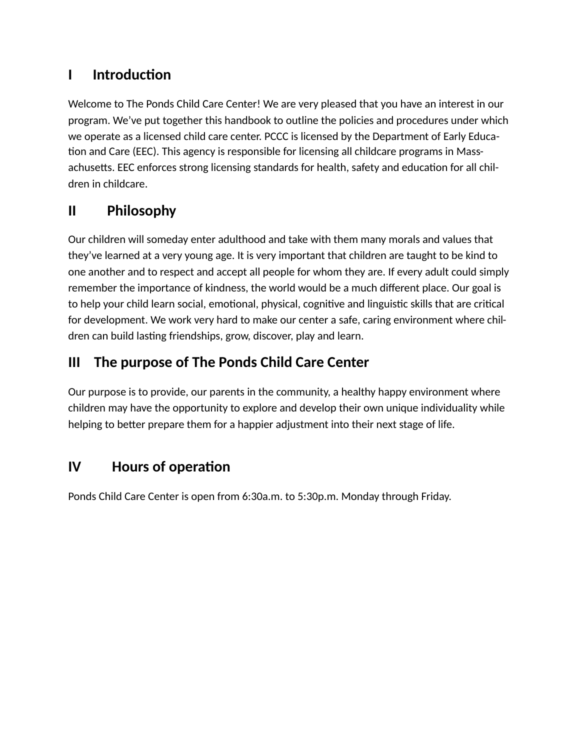## I Introduction

Welcome to The Ponds Child Care Center! We are very pleased that you have an interest in our program. We've put together this handbook to outline the policies and procedures under which we operate as a licensed child care center. PCCC is licensed by the Department of Early Education and Care (EEC). This agency is responsible for licensing all childcare programs in Massachusetts. EEC enforces strong licensing standards for health, safety and education for all children in childcare.

## II Philosophy

Our children will someday enter adulthood and take with them many morals and values that they've learned at a very young age. It is very important that children are taught to be kind to one another and to respect and accept all people for whom they are. If every adult could simply remember the importance of kindness, the world would be a much different place. Our goal is to help your child learn social, emotional, physical, cognitive and linguistic skills that are critical for development. We work very hard to make our center a safe, caring environment where children can build lasting friendships, grow, discover, play and learn.

## III The purpose of The Ponds Child Care Center

Our purpose is to provide, our parents in the community, a healthy happy environment where children may have the opportunity to explore and develop their own unique individuality while helping to better prepare them for a happier adjustment into their next stage of life.

## IV Hours of operation

Ponds Child Care Center is open from 6:30a.m. to 5:30p.m. Monday through Friday.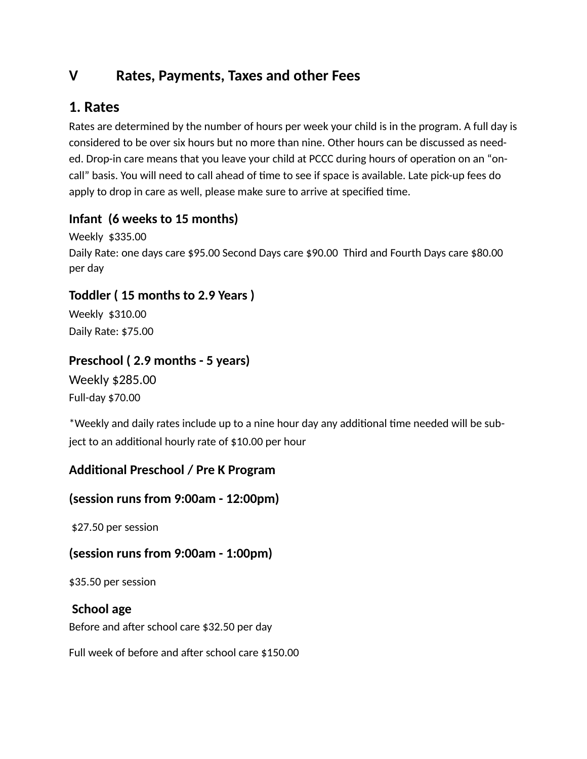# V Rates, Payments, Taxes and other Fees

## 1. Rates

Rates are determined by the number of hours per week your child is in the program. A full day is considered to be over six hours but no more than nine. Other hours can be discussed as needed. Drop-in care means that you leave your child at PCCC during hours of operation on an "on-call" basis. You will need to call ahead of time to see if space is available. Late pick-up fees do apply to drop in care as well, please make sure to arrive at specified time.

### Infant (6 weeks to 15 months)

Weekly $335.00
Daily Rate: one days care $95.00 Second Days care $90.00 Third and Fourth Days care $80.00 per day

### Toddler ( 15 months to 2.9 Years )

Weekly $310.00
Daily Rate: $75.00

### Preschool ( 2.9 months - 5 years)

Weekly $285.00
Full-day $70.00

*Weekly and daily rates include up to a nine hour day any additional time needed will be subject to an additional hourly rate of $10.00 per hour

### Additional Preschool / Pre K Program

### (session runs from 9:00am - 12:00pm)

$27.50 per session

### (session runs from 9:00am - 1:00pm)

$35.50 per session

### School age

Before and after school care $32.50 per day

Full week of before and after school care $150.00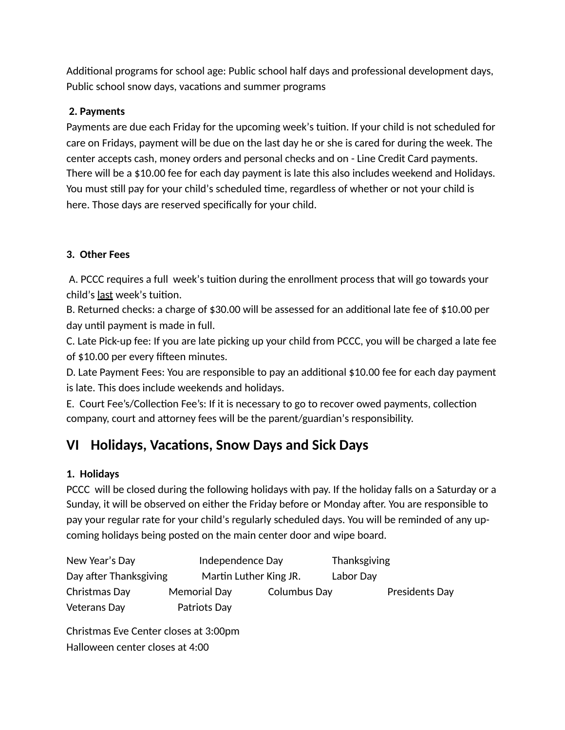Additional programs for school age: Public school half days and professional development days, Public school snow days, vacations and summer programs

**2. Payments**

Payments are due each Friday for the upcoming week's tuition. If your child is not scheduled for care on Fridays, payment will be due on the last day he or she is cared for during the week. The center accepts cash, money orders and personal checks and on - Line Credit Card payments. There will be a $10.00 fee for each day payment is late this also includes weekend and Holidays. You must still pay for your child's scheduled time, regardless of whether or not your child is here. Those days are reserved specifically for your child.

**3. Other Fees**

A. PCCC requires a full week's tuition during the enrollment process that will go towards your child's <u>last</u> week's tuition.
B. Returned checks: a charge of $30.00 will be assessed for an additional late fee of $10.00 per day until payment is made in full.
C. Late Pick-up fee: If you are late picking up your child from PCCC, you will be charged a late fee of $10.00 per every fifteen minutes.
D. Late Payment Fees: You are responsible to pay an additional $10.00 fee for each day payment is late. This does include weekends and holidays.
E. Court Fee's/Collection Fee's: If it is necessary to go to recover owed payments, collection company, court and attorney fees will be the parent/guardian's responsibility.

## VI Holidays, Vacations, Snow Days and Sick Days

**1. Holidays**

PCCC will be closed during the following holidays with pay. If the holiday falls on a Saturday or a Sunday, it will be observed on either the Friday before or Monday after. You are responsible to pay your regular rate for your child's regularly scheduled days. You will be reminded of any up-coming holidays being posted on the main center door and wipe board.

New Year's Day Independence Day Thanksgiving
Day after Thanksgiving Martin Luther King JR. Labor Day
Christmas Day Memorial Day Columbus Day Presidents Day
Veterans Day Patriots Day

Christmas Eve Center closes at 3:00pm
Halloween center closes at 4:00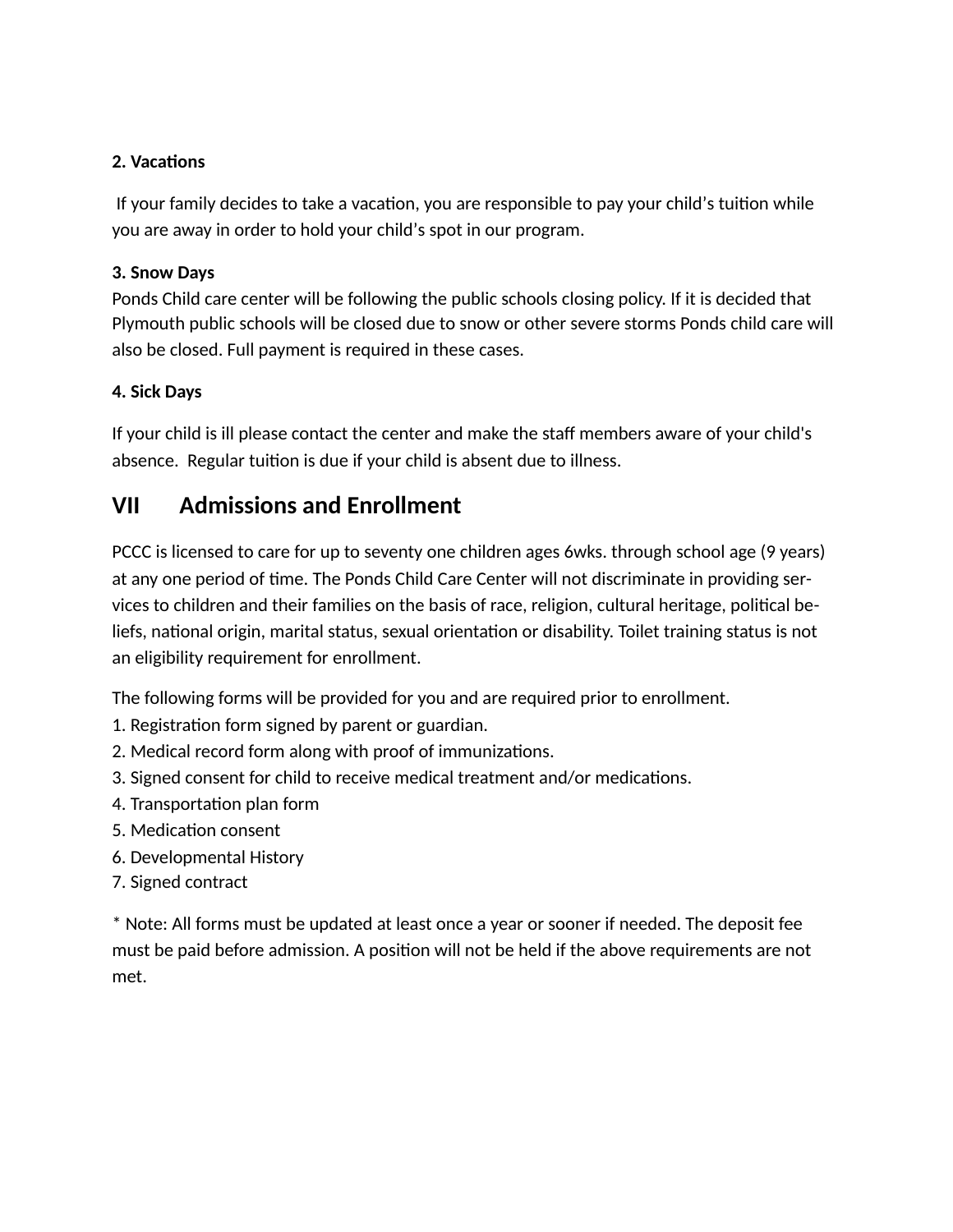**2. Vacations**

If your family decides to take a vacation, you are responsible to pay your child's tuition while you are away in order to hold your child's spot in our program.

**3. Snow Days**

Ponds Child care center will be following the public schools closing policy. If it is decided that Plymouth public schools will be closed due to snow or other severe storms Ponds child care will also be closed. Full payment is required in these cases.

**4. Sick Days**

If your child is ill please contact the center and make the staff members aware of your child's absence. Regular tuition is due if your child is absent due to illness.

## VII Admissions and Enrollment

PCCC is licensed to care for up to seventy one children ages 6wks. through school age (9 years) at any one period of time. The Ponds Child Care Center will not discriminate in providing services to children and their families on the basis of race, religion, cultural heritage, political beliefs, national origin, marital status, sexual orientation or disability. Toilet training status is not an eligibility requirement for enrollment.

The following forms will be provided for you and are required prior to enrollment.

1. Registration form signed by parent or guardian.
2. Medical record form along with proof of immunizations.
3. Signed consent for child to receive medical treatment and/or medications.
4. Transportation plan form
5. Medication consent
6. Developmental History
7. Signed contract

* Note: All forms must be updated at least once a year or sooner if needed. The deposit fee must be paid before admission. A position will not be held if the above requirements are not met.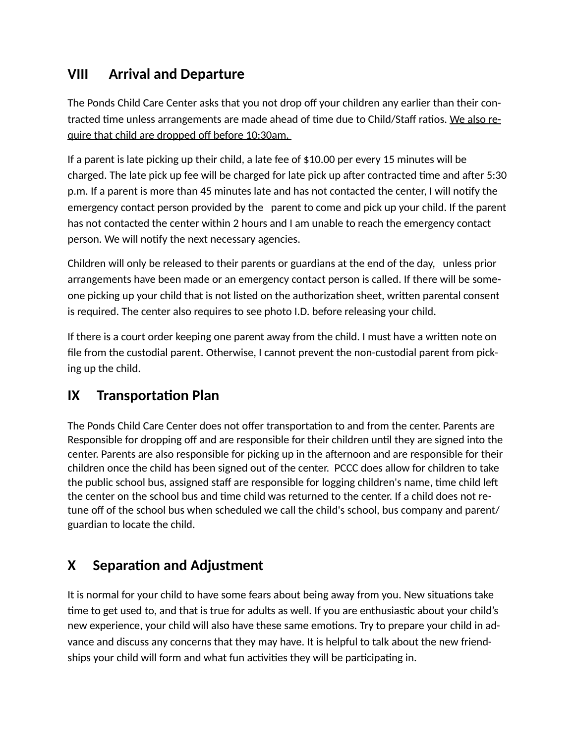## VIII Arrival and Departure

The Ponds Child Care Center asks that you not drop off your children any earlier than their contracted time unless arrangements are made ahead of time due to Child/Staff ratios. <u>We also require that child are dropped off before 10:30am.</u>

If a parent is late picking up their child, a late fee of $10.00 per every 15 minutes will be charged. The late pick up fee will be charged for late pick up after contracted time and after 5:30 p.m. If a parent is more than 45 minutes late and has not contacted the center, I will notify the emergency contact person provided by the parent to come and pick up your child. If the parent has not contacted the center within 2 hours and I am unable to reach the emergency contact person. We will notify the next necessary agencies.

Children will only be released to their parents or guardians at the end of the day, unless prior arrangements have been made or an emergency contact person is called. If there will be someone picking up your child that is not listed on the authorization sheet, written parental consent is required. The center also requires to see photo I.D. before releasing your child.

If there is a court order keeping one parent away from the child. I must have a written note on file from the custodial parent. Otherwise, I cannot prevent the non-custodial parent from picking up the child.

## IX Transportation Plan

The Ponds Child Care Center does not offer transportation to and from the center. Parents are Responsible for dropping off and are responsible for their children until they are signed into the center. Parents are also responsible for picking up in the afternoon and are responsible for their children once the child has been signed out of the center. PCCC does allow for children to take the public school bus, assigned staff are responsible for logging children's name, time child left the center on the school bus and time child was returned to the center. If a child does not retune off of the school bus when scheduled we call the child's school, bus company and parent/guardian to locate the child.

## X Separation and Adjustment

It is normal for your child to have some fears about being away from you. New situations take time to get used to, and that is true for adults as well. If you are enthusiastic about your child's new experience, your child will also have these same emotions. Try to prepare your child in advance and discuss any concerns that they may have. It is helpful to talk about the new friendships your child will form and what fun activities they will be participating in.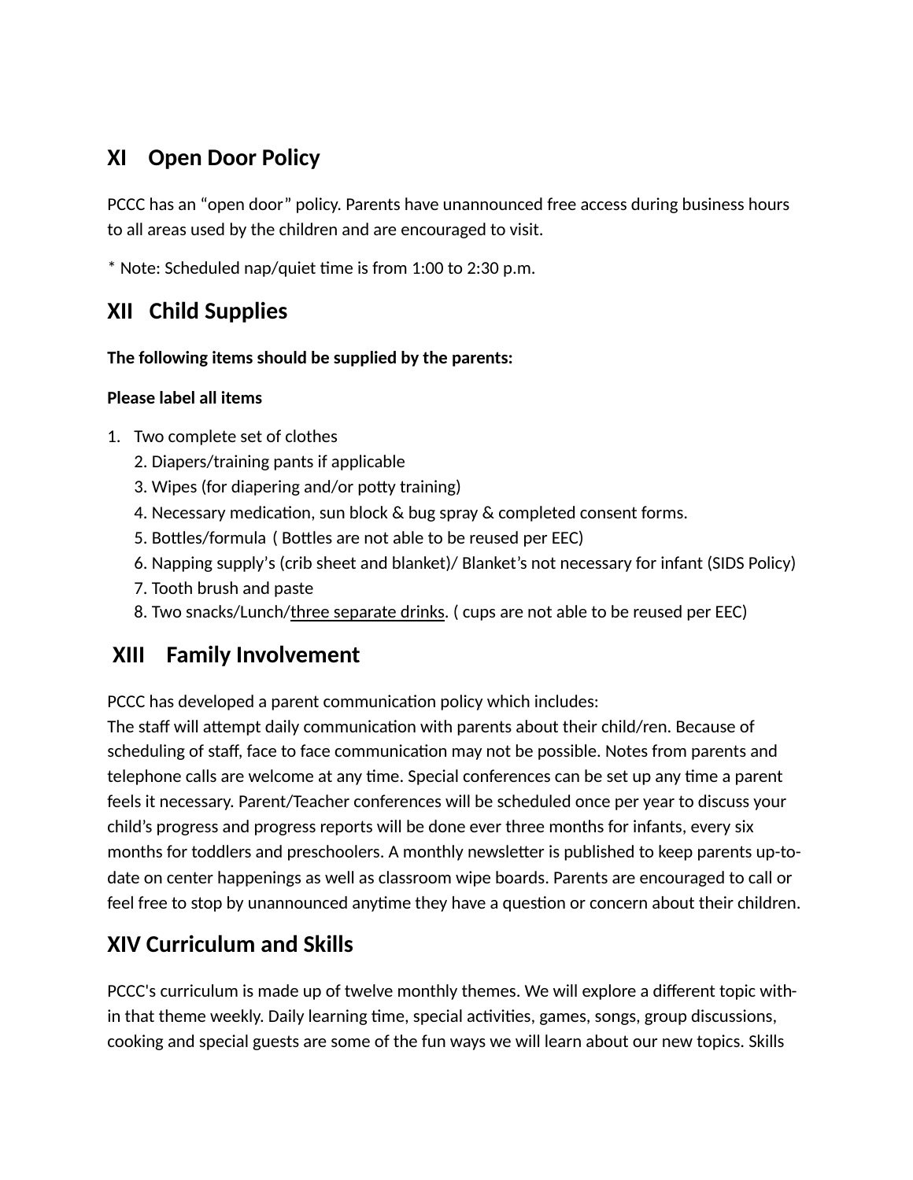## XI Open Door Policy

PCCC has an "open door" policy. Parents have unannounced free access during business hours to all areas used by the children and are encouraged to visit.

* Note: Scheduled nap/quiet time is from 1:00 to 2:30 p.m.

## XII Child Supplies

**The following items should be supplied by the parents:**

**Please label all items**

1. Two complete set of clothes
2. Diapers/training pants if applicable
3. Wipes (for diapering and/or potty training)
4. Necessary medication, sun block & bug spray & completed consent forms.
5. Bottles/formula ( Bottles are not able to be reused per EEC)
6. Napping supply's (crib sheet and blanket)/ Blanket's not necessary for infant (SIDS Policy)
7. Tooth brush and paste
8. Two snacks/Lunch/<u>three separate drinks</u>. ( cups are not able to be reused per EEC)

## XIII Family Involvement

PCCC has developed a parent communication policy which includes:
The staff will attempt daily communication with parents about their child/ren. Because of scheduling of staff, face to face communication may not be possible. Notes from parents and telephone calls are welcome at any time. Special conferences can be set up any time a parent feels it necessary. Parent/Teacher conferences will be scheduled once per year to discuss your child's progress and progress reports will be done ever three months for infants, every six months for toddlers and preschoolers. A monthly newsletter is published to keep parents up-to-date on center happenings as well as classroom wipe boards. Parents are encouraged to call or feel free to stop by unannounced anytime they have a question or concern about their children.

## XIV Curriculum and Skills

PCCC's curriculum is made up of twelve monthly themes. We will explore a different topic with-in that theme weekly. Daily learning time, special activities, games, songs, group discussions, cooking and special guests are some of the fun ways we will learn about our new topics. Skills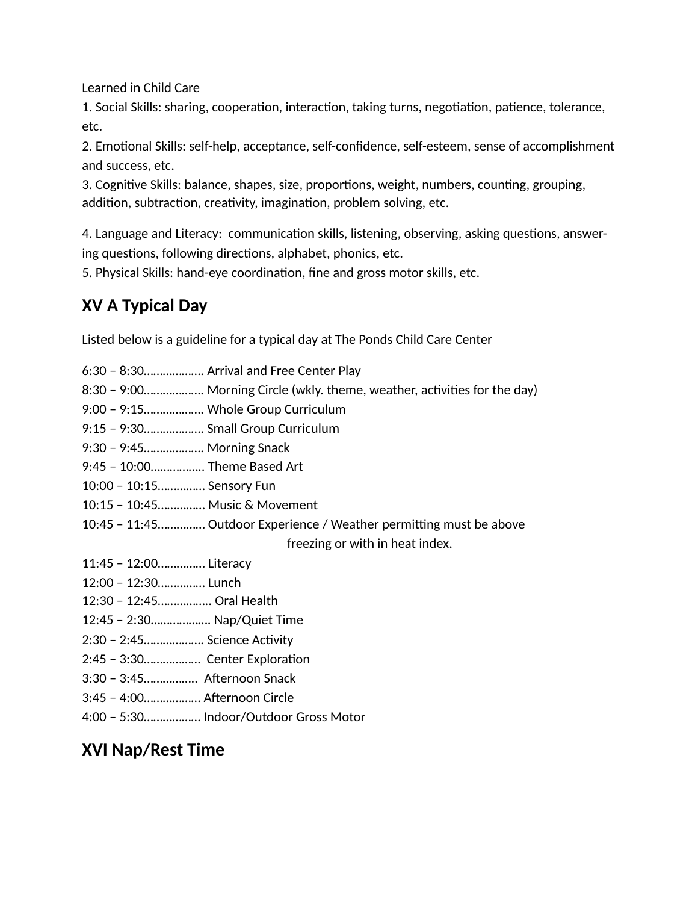Learned in Child Care

1. Social Skills: sharing, cooperation, interaction, taking turns, negotiation, patience, tolerance, etc.
2. Emotional Skills: self-help, acceptance, self-confidence, self-esteem, sense of accomplishment and success, etc.
3. Cognitive Skills: balance, shapes, size, proportions, weight, numbers, counting, grouping, addition, subtraction, creativity, imagination, problem solving, etc.
4. Language and Literacy: communication skills, listening, observing, asking questions, answering questions, following directions, alphabet, phonics, etc.
5. Physical Skills: hand-eye coordination, fine and gross motor skills, etc.

## XV A Typical Day

Listed below is a guideline for a typical day at The Ponds Child Care Center

6:30 – 8:30………………. Arrival and Free Center Play
8:30 – 9:00………………. Morning Circle (wkly. theme, weather, activities for the day)
9:00 – 9:15………………. Whole Group Curriculum
9:15 – 9:30………………. Small Group Curriculum
9:30 – 9:45………………. Morning Snack
9:45 – 10:00……………. Theme Based Art
10:00 – 10:15…………… Sensory Fun
10:15 – 10:45…………… Music & Movement
10:45 – 11:45…………… Outdoor Experience / Weather permitting must be above freezing or with in heat index.
11:45 – 12:00…………… Literacy
12:00 – 12:30…………… Lunch
12:30 – 12:45……………. Oral Health
12:45 – 2:30………………. Nap/Quiet Time
2:30 – 2:45………………. Science Activity
2:45 – 3:30……………… Center Exploration
3:30 – 3:45……………. Afternoon Snack
3:45 – 4:00……………… Afternoon Circle
4:00 – 5:30……………… Indoor/Outdoor Gross Motor

## XVI Nap/Rest Time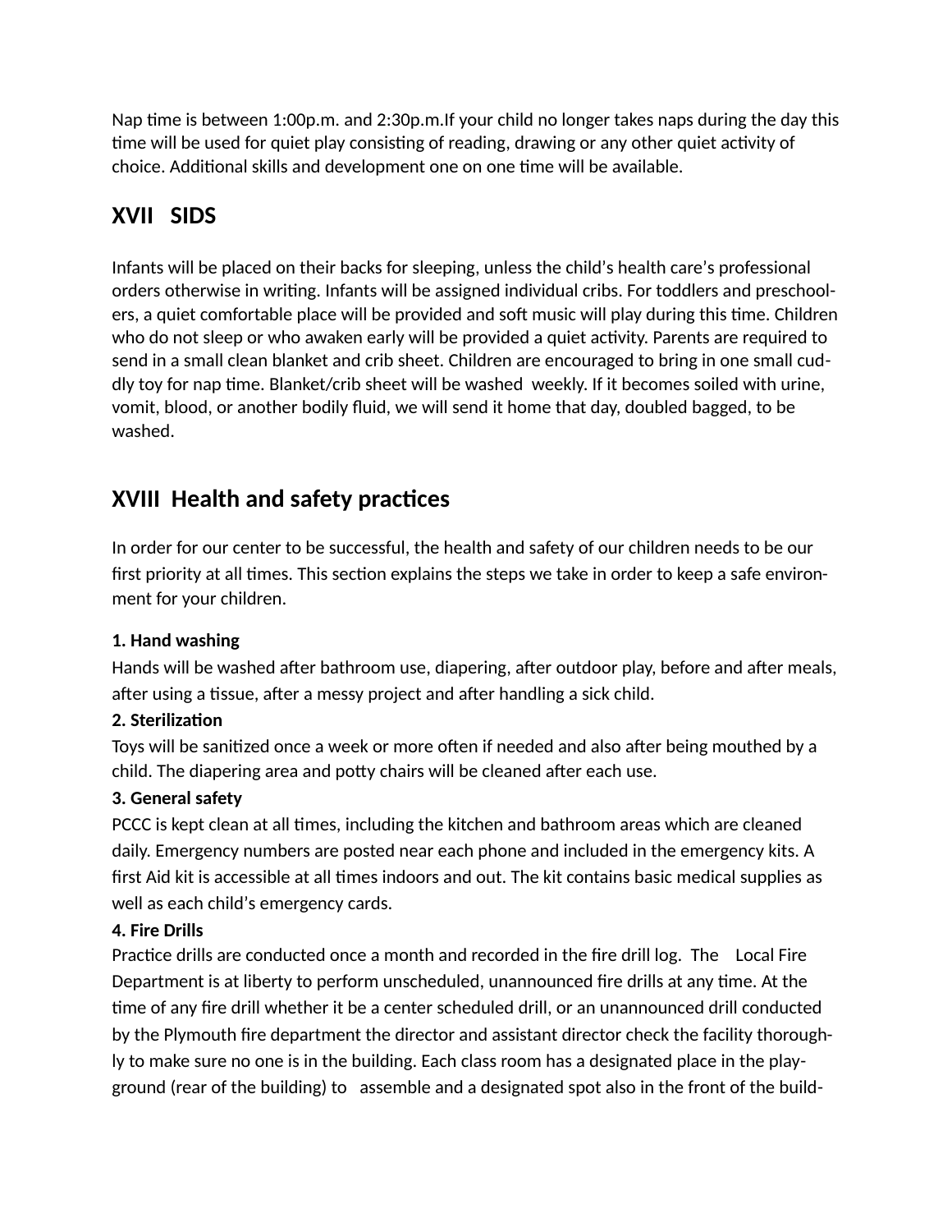Nap time is between 1:00p.m. and 2:30p.m.If your child no longer takes naps during the day this time will be used for quiet play consisting of reading, drawing or any other quiet activity of choice. Additional skills and development one on one time will be available.

## XVII SIDS

Infants will be placed on their backs for sleeping, unless the child's health care's professional orders otherwise in writing. Infants will be assigned individual cribs. For toddlers and preschoolers, a quiet comfortable place will be provided and soft music will play during this time. Children who do not sleep or who awaken early will be provided a quiet activity. Parents are required to send in a small clean blanket and crib sheet. Children are encouraged to bring in one small cuddly toy for nap time. Blanket/crib sheet will be washed weekly. If it becomes soiled with urine, vomit, blood, or another bodily fluid, we will send it home that day, doubled bagged, to be washed.

## XVIII Health and safety practices

In order for our center to be successful, the health and safety of our children needs to be our first priority at all times. This section explains the steps we take in order to keep a safe environment for your children.

**1. Hand washing**

Hands will be washed after bathroom use, diapering, after outdoor play, before and after meals, after using a tissue, after a messy project and after handling a sick child.

**2. Sterilization**

Toys will be sanitized once a week or more often if needed and also after being mouthed by a child. The diapering area and potty chairs will be cleaned after each use.

**3. General safety**

PCCC is kept clean at all times, including the kitchen and bathroom areas which are cleaned daily. Emergency numbers are posted near each phone and included in the emergency kits. A first Aid kit is accessible at all times indoors and out. The kit contains basic medical supplies as well as each child's emergency cards.

**4. Fire Drills**

Practice drills are conducted once a month and recorded in the fire drill log. The Local Fire Department is at liberty to perform unscheduled, unannounced fire drills at any time. At the time of any fire drill whether it be a center scheduled drill, or an unannounced drill conducted by the Plymouth fire department the director and assistant director check the facility thoroughly to make sure no one is in the building. Each class room has a designated place in the playground (rear of the building) to assemble and a designated spot also in the front of the build-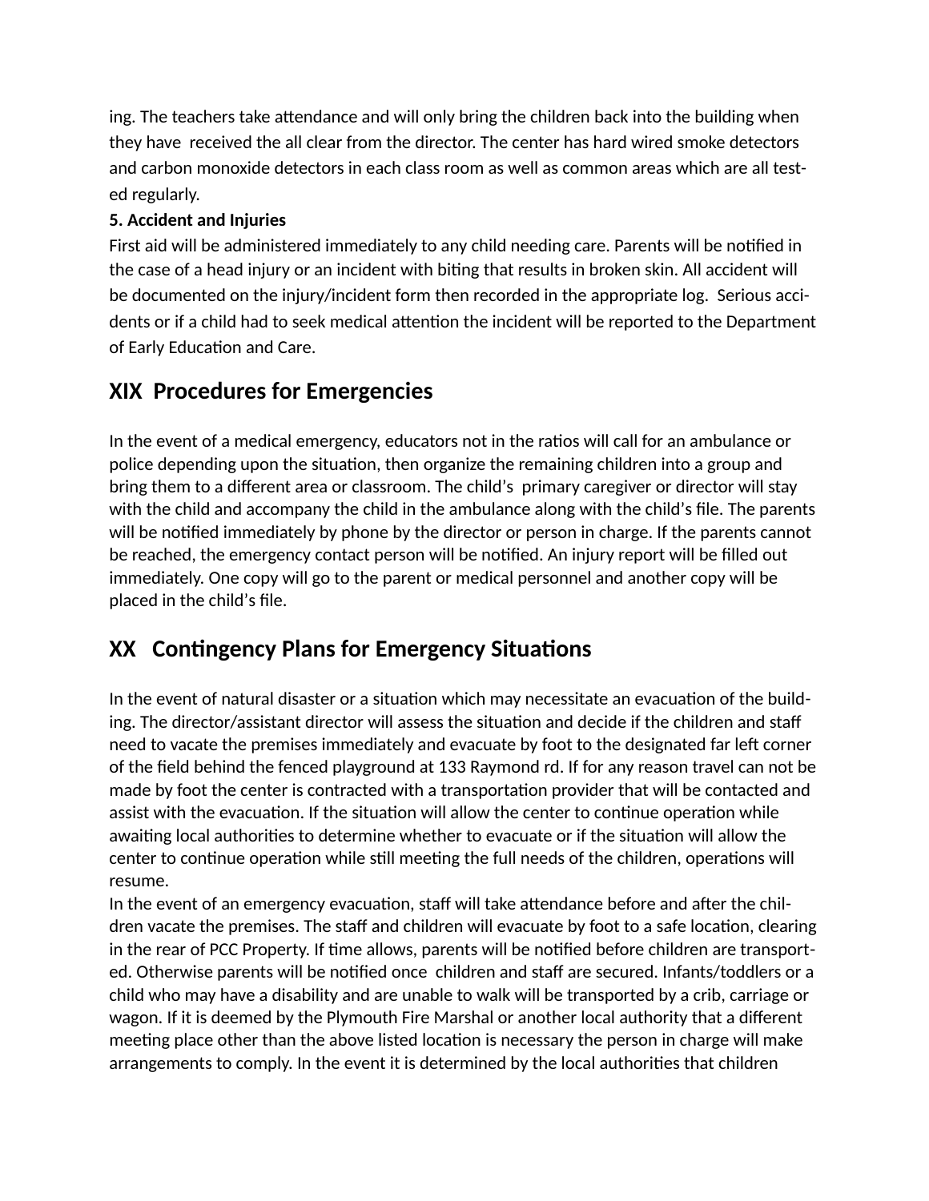ing. The teachers take attendance and will only bring the children back into the building when they have received the all clear from the director. The center has hard wired smoke detectors and carbon monoxide detectors in each class room as well as common areas which are all tested regularly.

**5. Accident and Injuries**

First aid will be administered immediately to any child needing care. Parents will be notified in the case of a head injury or an incident with biting that results in broken skin. All accident will be documented on the injury/incident form then recorded in the appropriate log. Serious accidents or if a child had to seek medical attention the incident will be reported to the Department of Early Education and Care.

## XIX Procedures for Emergencies

In the event of a medical emergency, educators not in the ratios will call for an ambulance or police depending upon the situation, then organize the remaining children into a group and bring them to a different area or classroom. The child's primary caregiver or director will stay with the child and accompany the child in the ambulance along with the child's file. The parents will be notified immediately by phone by the director or person in charge. If the parents cannot be reached, the emergency contact person will be notified. An injury report will be filled out immediately. One copy will go to the parent or medical personnel and another copy will be placed in the child's file.

## XX Contingency Plans for Emergency Situations

In the event of natural disaster or a situation which may necessitate an evacuation of the building. The director/assistant director will assess the situation and decide if the children and staff need to vacate the premises immediately and evacuate by foot to the designated far left corner of the field behind the fenced playground at 133 Raymond rd. If for any reason travel can not be made by foot the center is contracted with a transportation provider that will be contacted and assist with the evacuation. If the situation will allow the center to continue operation while awaiting local authorities to determine whether to evacuate or if the situation will allow the center to continue operation while still meeting the full needs of the children, operations will resume.

In the event of an emergency evacuation, staff will take attendance before and after the children vacate the premises. The staff and children will evacuate by foot to a safe location, clearing in the rear of PCC Property. If time allows, parents will be notified before children are transported. Otherwise parents will be notified once children and staff are secured. Infants/toddlers or a child who may have a disability and are unable to walk will be transported by a crib, carriage or wagon. If it is deemed by the Plymouth Fire Marshal or another local authority that a different meeting place other than the above listed location is necessary the person in charge will make arrangements to comply. In the event it is determined by the local authorities that children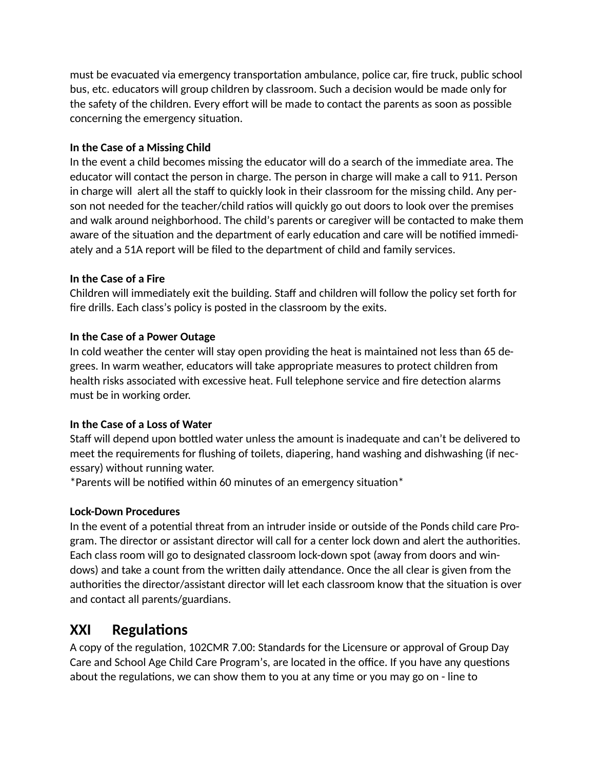must be evacuated via emergency transportation ambulance, police car, fire truck, public school bus, etc. educators will group children by classroom. Such a decision would be made only for the safety of the children. Every effort will be made to contact the parents as soon as possible concerning the emergency situation.

**In the Case of a Missing Child**
In the event a child becomes missing the educator will do a search of the immediate area. The educator will contact the person in charge. The person in charge will make a call to 911. Person in charge will alert all the staff to quickly look in their classroom for the missing child. Any person not needed for the teacher/child ratios will quickly go out doors to look over the premises and walk around neighborhood. The child's parents or caregiver will be contacted to make them aware of the situation and the department of early education and care will be notified immediately and a 51A report will be filed to the department of child and family services.

**In the Case of a Fire**
Children will immediately exit the building. Staff and children will follow the policy set forth for fire drills. Each class's policy is posted in the classroom by the exits.

**In the Case of a Power Outage**
In cold weather the center will stay open providing the heat is maintained not less than 65 degrees. In warm weather, educators will take appropriate measures to protect children from health risks associated with excessive heat. Full telephone service and fire detection alarms must be in working order.

**In the Case of a Loss of Water**
Staff will depend upon bottled water unless the amount is inadequate and can't be delivered to meet the requirements for flushing of toilets, diapering, hand washing and dishwashing (if necessary) without running water.
*Parents will be notified within 60 minutes of an emergency situation*

**Lock-Down Procedures**
In the event of a potential threat from an intruder inside or outside of the Ponds child care Program. The director or assistant director will call for a center lock down and alert the authorities. Each class room will go to designated classroom lock-down spot (away from doors and windows) and take a count from the written daily attendance. Once the all clear is given from the authorities the director/assistant director will let each classroom know that the situation is over and contact all parents/guardians.

## XXI Regulations

A copy of the regulation, 102CMR 7.00: Standards for the Licensure or approval of Group Day Care and School Age Child Care Program's, are located in the office. If you have any questions about the regulations, we can show them to you at any time or you may go on - line to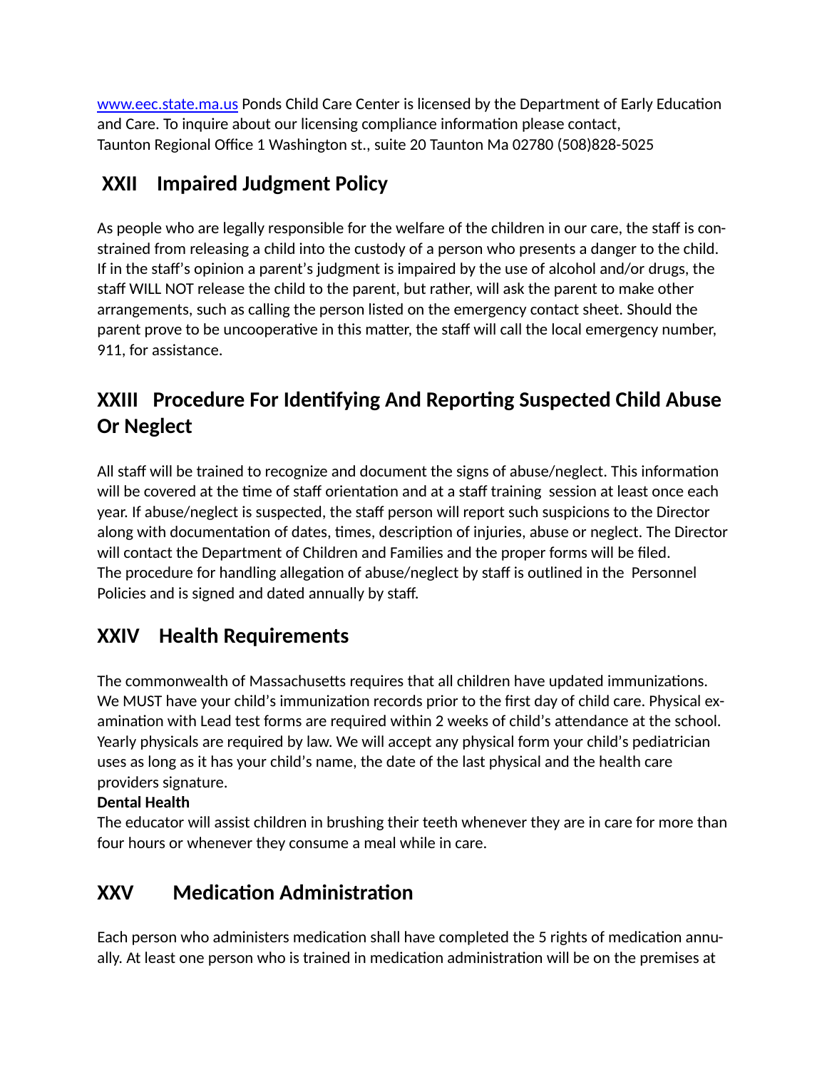[www.eec.state.ma.us](http://www.eec.state.ma.us) Ponds Child Care Center is licensed by the Department of Early Education and Care. To inquire about our licensing compliance information please contact, Taunton Regional Office 1 Washington st., suite 20 Taunton Ma 02780 (508)828-5025

## XXII Impaired Judgment Policy

As people who are legally responsible for the welfare of the children in our care, the staff is constrained from releasing a child into the custody of a person who presents a danger to the child. If in the staff's opinion a parent's judgment is impaired by the use of alcohol and/or drugs, the staff WILL NOT release the child to the parent, but rather, will ask the parent to make other arrangements, such as calling the person listed on the emergency contact sheet. Should the parent prove to be uncooperative in this matter, the staff will call the local emergency number, 911, for assistance.

## XXIII Procedure For Identifying And Reporting Suspected Child Abuse Or Neglect

All staff will be trained to recognize and document the signs of abuse/neglect. This information will be covered at the time of staff orientation and at a staff training session at least once each year. If abuse/neglect is suspected, the staff person will report such suspicions to the Director along with documentation of dates, times, description of injuries, abuse or neglect. The Director will contact the Department of Children and Families and the proper forms will be filed.
The procedure for handling allegation of abuse/neglect by staff is outlined in the Personnel Policies and is signed and dated annually by staff.

## XXIV Health Requirements

The commonwealth of Massachusetts requires that all children have updated immunizations. We MUST have your child's immunization records prior to the first day of child care. Physical examination with Lead test forms are required within 2 weeks of child's attendance at the school. Yearly physicals are required by law. We will accept any physical form your child's pediatrician uses as long as it has your child's name, the date of the last physical and the health care providers signature.

**Dental Health**

The educator will assist children in brushing their teeth whenever they are in care for more than four hours or whenever they consume a meal while in care.

## XXV Medication Administration

Each person who administers medication shall have completed the 5 rights of medication annually. At least one person who is trained in medication administration will be on the premises at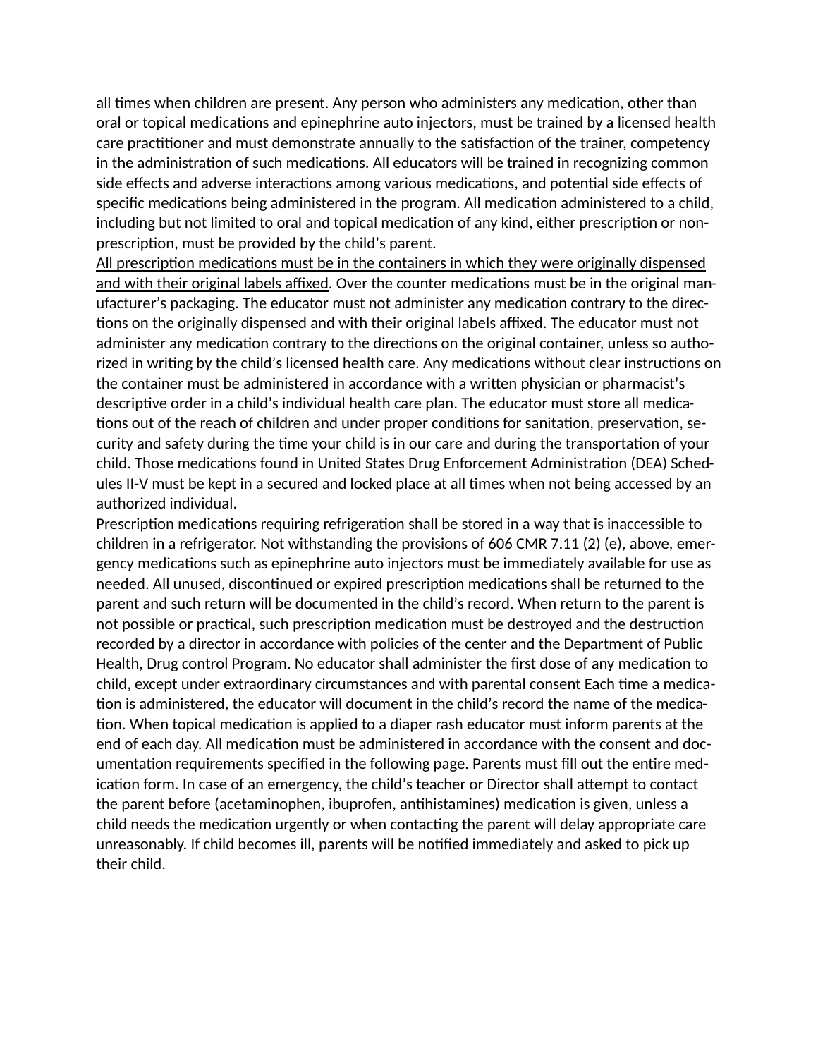all times when children are present. Any person who administers any medication, other than oral or topical medications and epinephrine auto injectors, must be trained by a licensed health care practitioner and must demonstrate annually to the satisfaction of the trainer, competency in the administration of such medications. All educators will be trained in recognizing common side effects and adverse interactions among various medications, and potential side effects of specific medications being administered in the program. All medication administered to a child, including but not limited to oral and topical medication of any kind, either prescription or non-prescription, must be provided by the child's parent.

<u>All prescription medications must be in the containers in which they were originally dispensed and with their original labels affixed</u>. Over the counter medications must be in the original manufacturer's packaging. The educator must not administer any medication contrary to the directions on the originally dispensed and with their original labels affixed. The educator must not administer any medication contrary to the directions on the original container, unless so authorized in writing by the child's licensed health care. Any medications without clear instructions on the container must be administered in accordance with a written physician or pharmacist's descriptive order in a child's individual health care plan. The educator must store all medications out of the reach of children and under proper conditions for sanitation, preservation, security and safety during the time your child is in our care and during the transportation of your child. Those medications found in United States Drug Enforcement Administration (DEA) Schedules II-V must be kept in a secured and locked place at all times when not being accessed by an authorized individual.

Prescription medications requiring refrigeration shall be stored in a way that is inaccessible to children in a refrigerator. Not withstanding the provisions of 606 CMR 7.11 (2) (e), above, emergency medications such as epinephrine auto injectors must be immediately available for use as needed. All unused, discontinued or expired prescription medications shall be returned to the parent and such return will be documented in the child's record. When return to the parent is not possible or practical, such prescription medication must be destroyed and the destruction recorded by a director in accordance with policies of the center and the Department of Public Health, Drug control Program. No educator shall administer the first dose of any medication to child, except under extraordinary circumstances and with parental consent Each time a medication is administered, the educator will document in the child's record the name of the medication. When topical medication is applied to a diaper rash educator must inform parents at the end of each day. All medication must be administered in accordance with the consent and documentation requirements specified in the following page. Parents must fill out the entire medication form. In case of an emergency, the child's teacher or Director shall attempt to contact the parent before (acetaminophen, ibuprofen, antihistamines) medication is given, unless a child needs the medication urgently or when contacting the parent will delay appropriate care unreasonably. If child becomes ill, parents will be notified immediately and asked to pick up their child.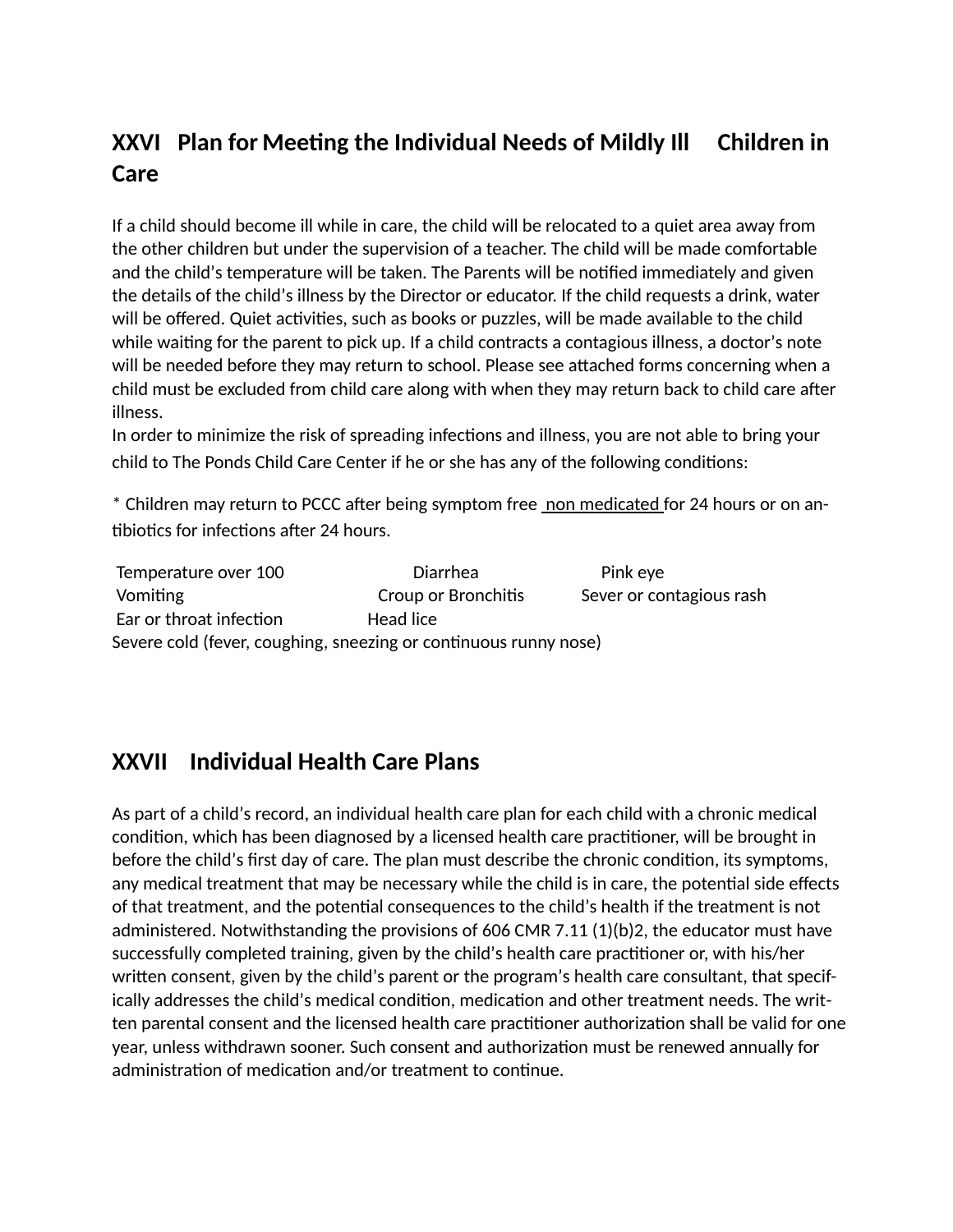## XXVI Plan for Meeting the Individual Needs of Mildly Ill Children in Care

If a child should become ill while in care, the child will be relocated to a quiet area away from the other children but under the supervision of a teacher. The child will be made comfortable and the child's temperature will be taken. The Parents will be notified immediately and given the details of the child's illness by the Director or educator. If the child requests a drink, water will be offered. Quiet activities, such as books or puzzles, will be made available to the child while waiting for the parent to pick up. If a child contracts a contagious illness, a doctor's note will be needed before they may return to school. Please see attached forms concerning when a child must be excluded from child care along with when they may return back to child care after illness.

In order to minimize the risk of spreading infections and illness, you are not able to bring your child to The Ponds Child Care Center if he or she has any of the following conditions:

* Children may return to PCCC after being symptom free non medicated for 24 hours or on antibiotics for infections after 24 hours.

| | | |
|---|---|---|
| Temperature over 100 | Diarrhea | Pink eye |
| Vomiting | Croup or Bronchitis | Sever or contagious rash |
| Ear or throat infection | Head lice | |

Severe cold (fever, coughing, sneezing or continuous runny nose)

## XXVII Individual Health Care Plans

As part of a child's record, an individual health care plan for each child with a chronic medical condition, which has been diagnosed by a licensed health care practitioner, will be brought in before the child's first day of care. The plan must describe the chronic condition, its symptoms, any medical treatment that may be necessary while the child is in care, the potential side effects of that treatment, and the potential consequences to the child's health if the treatment is not administered. Notwithstanding the provisions of 606 CMR 7.11 (1)(b)2, the educator must have successfully completed training, given by the child's health care practitioner or, with his/her written consent, given by the child's parent or the program's health care consultant, that specifically addresses the child's medical condition, medication and other treatment needs. The written parental consent and the licensed health care practitioner authorization shall be valid for one year, unless withdrawn sooner. Such consent and authorization must be renewed annually for administration of medication and/or treatment to continue.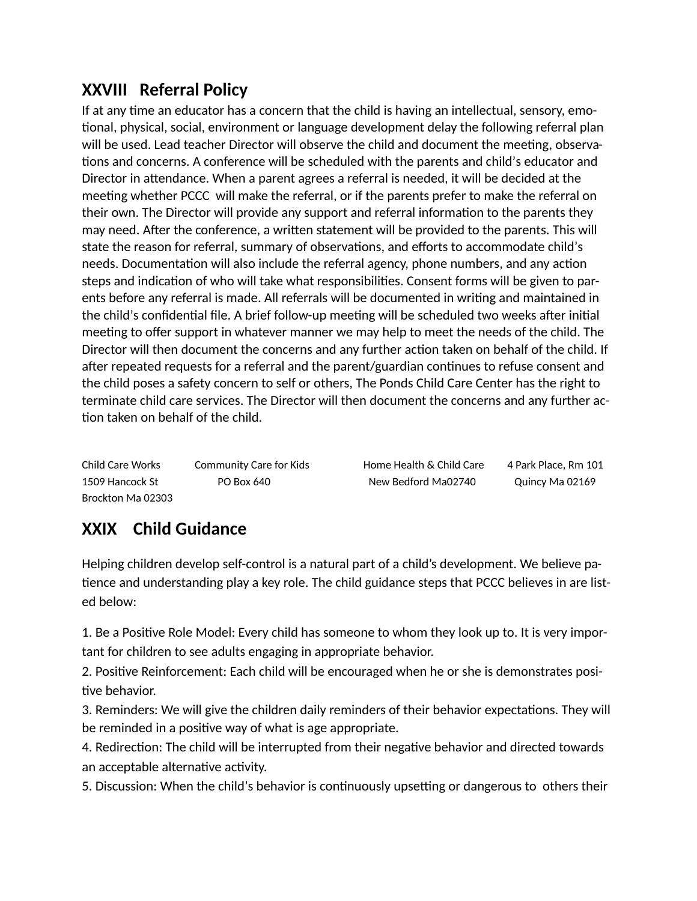## XXVIII Referral Policy

If at any time an educator has a concern that the child is having an intellectual, sensory, emotional, physical, social, environment or language development delay the following referral plan will be used. Lead teacher Director will observe the child and document the meeting, observations and concerns. A conference will be scheduled with the parents and child's educator and Director in attendance. When a parent agrees a referral is needed, it will be decided at the meeting whether PCCC will make the referral, or if the parents prefer to make the referral on their own. The Director will provide any support and referral information to the parents they may need. After the conference, a written statement will be provided to the parents. This will state the reason for referral, summary of observations, and efforts to accommodate child's needs. Documentation will also include the referral agency, phone numbers, and any action steps and indication of who will take what responsibilities. Consent forms will be given to parents before any referral is made. All referrals will be documented in writing and maintained in the child's confidential file. A brief follow-up meeting will be scheduled two weeks after initial meeting to offer support in whatever manner we may help to meet the needs of the child. The Director will then document the concerns and any further action taken on behalf of the child. If after repeated requests for a referral and the parent/guardian continues to refuse consent and the child poses a safety concern to self or others, The Ponds Child Care Center has the right to terminate child care services. The Director will then document the concerns and any further action taken on behalf of the child.

| Child Care Works | Community Care for Kids | Home Health & Child Care | 4 Park Place, Rm 101 |
|---|---|---|---|
| 1509 Hancock St | PO Box 640 | New Bedford Ma02740 | Quincy Ma 02169 |
| Brockton Ma 02303 | | | |

## XXIX Child Guidance

Helping children develop self-control is a natural part of a child's development. We believe patience and understanding play a key role. The child guidance steps that PCCC believes in are listed below:

1. Be a Positive Role Model: Every child has someone to whom they look up to. It is very important for children to see adults engaging in appropriate behavior.
2. Positive Reinforcement: Each child will be encouraged when he or she is demonstrates positive behavior.
3. Reminders: We will give the children daily reminders of their behavior expectations. They will be reminded in a positive way of what is age appropriate.
4. Redirection: The child will be interrupted from their negative behavior and directed towards an acceptable alternative activity.
5. Discussion: When the child's behavior is continuously upsetting or dangerous to others their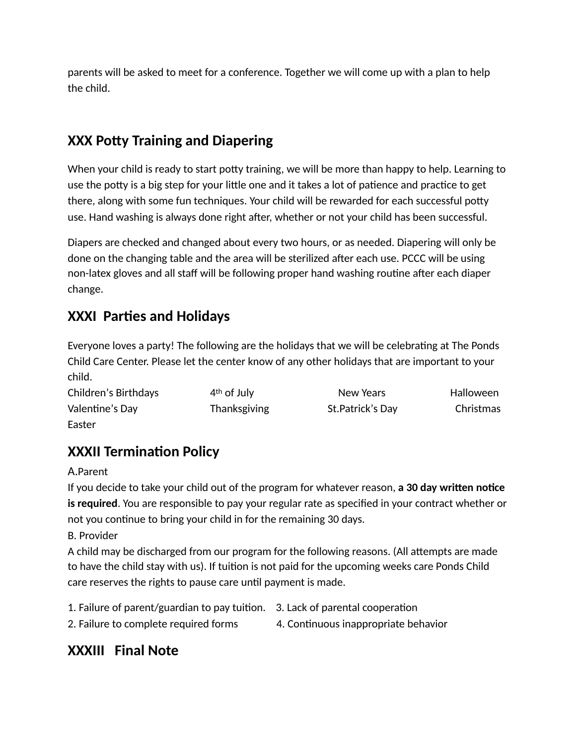parents will be asked to meet for a conference. Together we will come up with a plan to help the child.

## XXX Potty Training and Diapering

When your child is ready to start potty training, we will be more than happy to help. Learning to use the potty is a big step for your little one and it takes a lot of patience and practice to get there, along with some fun techniques. Your child will be rewarded for each successful potty use. Hand washing is always done right after, whether or not your child has been successful.

Diapers are checked and changed about every two hours, or as needed. Diapering will only be done on the changing table and the area will be sterilized after each use. PCCC will be using non-latex gloves and all staff will be following proper hand washing routine after each diaper change.

## XXXI Parties and Holidays

Everyone loves a party! The following are the holidays that we will be celebrating at The Ponds Child Care Center. Please let the center know of any other holidays that are important to your child.

| | | | |
|---|---|---|---|
| Children's Birthdays | 4th of July | New Years | Halloween |
| Valentine's Day | Thanksgiving | St.Patrick's Day | Christmas |
| Easter | | | |

## XXXII Termination Policy

A.Parent

If you decide to take your child out of the program for whatever reason, **a 30 day written notice is required**. You are responsible to pay your regular rate as specified in your contract whether or not you continue to bring your child in for the remaining 30 days.

B. Provider

A child may be discharged from our program for the following reasons. (All attempts are made to have the child stay with us). If tuition is not paid for the upcoming weeks care Ponds Child care reserves the rights to pause care until payment is made.

1. Failure of parent/guardian to pay tuition.
2. Failure to complete required forms
3. Lack of parental cooperation
4. Continuous inappropriate behavior

## XXXIII Final Note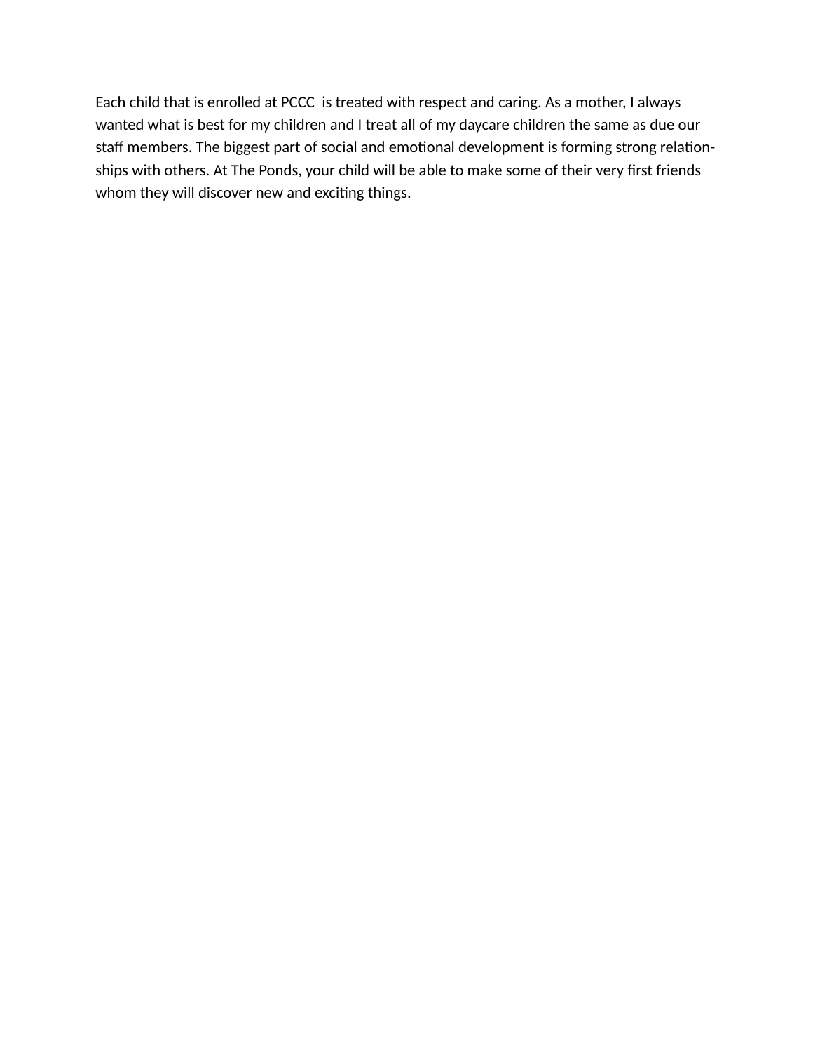Each child that is enrolled at PCCC  is treated with respect and caring. As a mother, I always wanted what is best for my children and I treat all of my daycare children the same as due our staff members. The biggest part of social and emotional development is forming strong relationships with others. At The Ponds, your child will be able to make some of their very first friends whom they will discover new and exciting things.